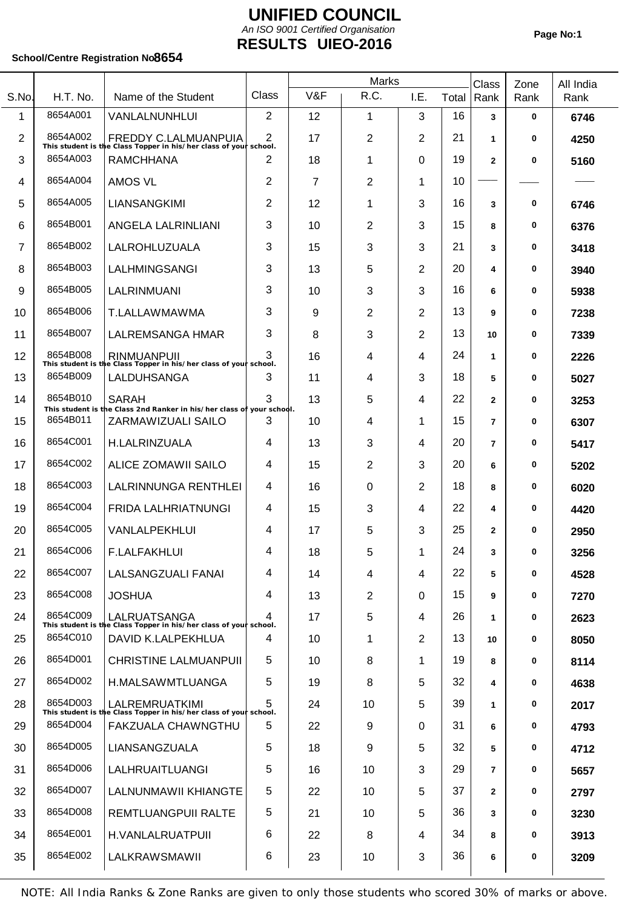# UNIFIED COUNCIL

*An ISO 9001 Certified Organisation*

## RESULTS UIEO-2016

**School/Centre Registration No 8654**

| S.No. | H.T. No. | Name of the Student | Class | Marks V&F | Marks R.C. | Marks I.E. | Marks Total | Class Rank | Zone Rank | All India Rank |
|---|---|---|---|---|---|---|---|---|---|---|
| 1 | 8654A001 | VANLALNUNHLUI | 2 | 12 | 1 | 3 | 16 | 3 | 0 | 6746 |
| 2 | 8654A002 | FREDDY C.LALMUANPUIA<br>This student is the Class Topper in his/her class of your school. | 2 | 17 | 2 | 2 | 21 | 1 | 0 | 4250 |
| 3 | 8654A003 | RAMCHHANA | 2 | 18 | 1 | 0 | 19 | 2 | 0 | 5160 |
| 4 | 8654A004 | AMOS VL | 2 | 7 | 2 | 1 | 10 | —— | —— | —— |
| 5 | 8654A005 | LIANSANGKIMI | 2 | 12 | 1 | 3 | 16 | 3 | 0 | 6746 |
| 6 | 8654B001 | ANGELA LALRINLIANI | 3 | 10 | 2 | 3 | 15 | 8 | 0 | 6376 |
| 7 | 8654B002 | LALROHLUZUALA | 3 | 15 | 3 | 3 | 21 | 3 | 0 | 3418 |
| 8 | 8654B003 | LALHMINGSANGI | 3 | 13 | 5 | 2 | 20 | 4 | 0 | 3940 |
| 9 | 8654B005 | LALRINMUANI | 3 | 10 | 3 | 3 | 16 | 6 | 0 | 5938 |
| 10 | 8654B006 | T.LALLAWMAWMA | 3 | 9 | 2 | 2 | 13 | 9 | 0 | 7238 |
| 11 | 8654B007 | LALREMSANGA HMAR | 3 | 8 | 3 | 2 | 13 | 10 | 0 | 7339 |
| 12 | 8654B008 | RINMUANPUII<br>This student is the Class Topper in his/her class of your school. | 3 | 16 | 4 | 4 | 24 | 1 | 0 | 2226 |
| 13 | 8654B009 | LALDUHSANGA | 3 | 11 | 4 | 3 | 18 | 5 | 0 | 5027 |
| 14 | 8654B010 | SARAH<br>This student is the Class 2nd Ranker in his/her class of your school. | 3 | 13 | 5 | 4 | 22 | 2 | 0 | 3253 |
| 15 | 8654B011 | ZARMAWIZUALI SAILO | 3 | 10 | 4 | 1 | 15 | 7 | 0 | 6307 |
| 16 | 8654C001 | H.LALRINZUALA | 4 | 13 | 3 | 4 | 20 | 7 | 0 | 5417 |
| 17 | 8654C002 | ALICE ZOMAWII SAILO | 4 | 15 | 2 | 3 | 20 | 6 | 0 | 5202 |
| 18 | 8654C003 | LALRINNUNGA RENTHLEI | 4 | 16 | 0 | 2 | 18 | 8 | 0 | 6020 |
| 19 | 8654C004 | FRIDA LALHRIATNUNGI | 4 | 15 | 3 | 4 | 22 | 4 | 0 | 4420 |
| 20 | 8654C005 | VANLALPEKHLUI | 4 | 17 | 5 | 3 | 25 | 2 | 0 | 2950 |
| 21 | 8654C006 | F.LALFAKHLUI | 4 | 18 | 5 | 1 | 24 | 3 | 0 | 3256 |
| 22 | 8654C007 | LALSANGZUALI FANAI | 4 | 14 | 4 | 4 | 22 | 5 | 0 | 4528 |
| 23 | 8654C008 | JOSHUA | 4 | 13 | 2 | 0 | 15 | 9 | 0 | 7270 |
| 24 | 8654C009 | LALRUATSANGA<br>This student is the Class Topper in his/her class of your school. | 4 | 17 | 5 | 4 | 26 | 1 | 0 | 2623 |
| 25 | 8654C010 | DAVID K.LALPEKHLUA | 4 | 10 | 1 | 2 | 13 | 10 | 0 | 8050 |
| 26 | 8654D001 | CHRISTINE LALMUANPUII | 5 | 10 | 8 | 1 | 19 | 8 | 0 | 8114 |
| 27 | 8654D002 | H.MALSAWMTLUANGA | 5 | 19 | 8 | 5 | 32 | 4 | 0 | 4638 |
| 28 | 8654D003 | LALREMRUATKIMI<br>This student is the Class Topper in his/her class of your school. | 5 | 24 | 10 | 5 | 39 | 1 | 0 | 2017 |
| 29 | 8654D004 | FAKZUALA CHAWNGTHU | 5 | 22 | 9 | 0 | 31 | 6 | 0 | 4793 |
| 30 | 8654D005 | LIANSANGZUALA | 5 | 18 | 9 | 5 | 32 | 5 | 0 | 4712 |
| 31 | 8654D006 | LALHRUAITLUANGI | 5 | 16 | 10 | 3 | 29 | 7 | 0 | 5657 |
| 32 | 8654D007 | LALNUNMAWII KHIANGTE | 5 | 22 | 10 | 5 | 37 | 2 | 0 | 2797 |
| 33 | 8654D008 | REMTLUANGPUII RALTE | 5 | 21 | 10 | 5 | 36 | 3 | 0 | 3230 |
| 34 | 8654E001 | H.VANLALRUATPUII | 6 | 22 | 8 | 4 | 34 | 8 | 0 | 3913 |
| 35 | 8654E002 | LALKRAWSMAWII | 6 | 23 | 10 | 3 | 36 | 6 | 0 | 3209 |

NOTE: All India Ranks & Zone Ranks are given to only those students who scored 30% of marks or above.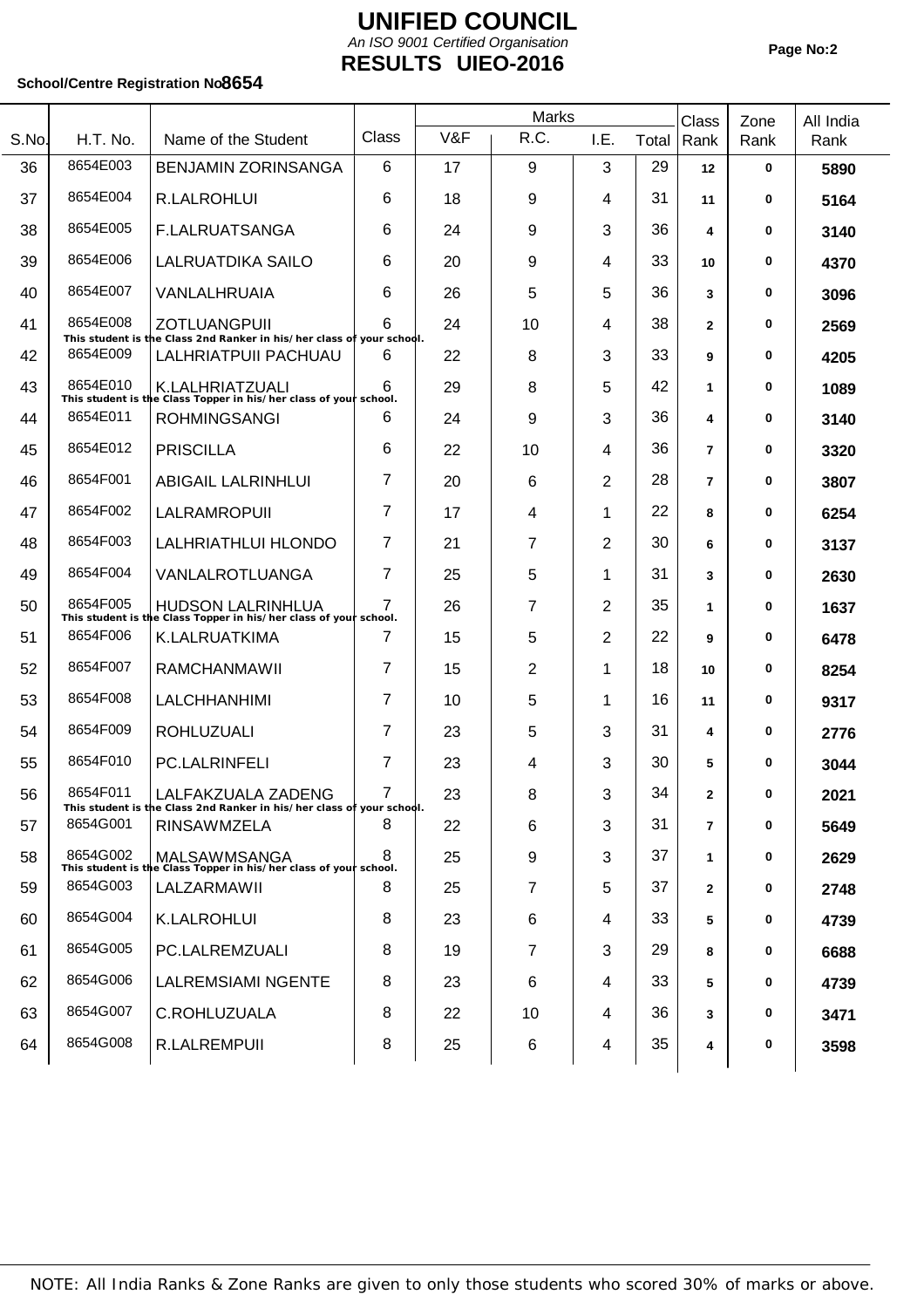# UNIFIED COUNCIL

*An ISO 9001 Certified Organisation*

## RESULTS UIEO-2016

**School/Centre Registration No 8654**

| S.No. | H.T. No. | Name of the Student | Class | Marks | | | | Class Rank | Zone Rank | All India Rank |
|---|---|---|---|---|---|---|---|---|---|---|
| | | | | V&F | R.C. | I.E. | Total | | | |
| 36 | 8654E003 | BENJAMIN ZORINSANGA | 6 | 17 | 9 | 3 | 29 | 12 | 0 | 5890 |
| 37 | 8654E004 | R.LALROHLUI | 6 | 18 | 9 | 4 | 31 | 11 | 0 | 5164 |
| 38 | 8654E005 | F.LALRUATSANGA | 6 | 24 | 9 | 3 | 36 | 4 | 0 | 3140 |
| 39 | 8654E006 | LALRUATDIKA SAILO | 6 | 20 | 9 | 4 | 33 | 10 | 0 | 4370 |
| 40 | 8654E007 | VANLALHRUAIA | 6 | 26 | 5 | 5 | 36 | 3 | 0 | 3096 |
| 41 | 8654E008 | ZOTLUANGPUII<br>This student is the Class 2nd Ranker in his/her class of your school. | 6 | 24 | 10 | 4 | 38 | 2 | 0 | 2569 |
| 42 | 8654E009 | LALHRIATPUII PACHUAU | 6 | 22 | 8 | 3 | 33 | 9 | 0 | 4205 |
| 43 | 8654E010 | K.LALHRIATZUALI<br>This student is the Class Topper in his/her class of your school. | 6 | 29 | 8 | 5 | 42 | 1 | 0 | 1089 |
| 44 | 8654E011 | ROHMINGSANGI | 6 | 24 | 9 | 3 | 36 | 4 | 0 | 3140 |
| 45 | 8654E012 | PRISCILLA | 6 | 22 | 10 | 4 | 36 | 7 | 0 | 3320 |
| 46 | 8654F001 | ABIGAIL LALRINHLUI | 7 | 20 | 6 | 2 | 28 | 7 | 0 | 3807 |
| 47 | 8654F002 | LALRAMROPUII | 7 | 17 | 4 | 1 | 22 | 8 | 0 | 6254 |
| 48 | 8654F003 | LALHRIATHLUI HLONDO | 7 | 21 | 7 | 2 | 30 | 6 | 0 | 3137 |
| 49 | 8654F004 | VANLALROTLUANGA | 7 | 25 | 5 | 1 | 31 | 3 | 0 | 2630 |
| 50 | 8654F005 | HUDSON LALRINHLUA<br>This student is the Class Topper in his/her class of your school. | 7 | 26 | 7 | 2 | 35 | 1 | 0 | 1637 |
| 51 | 8654F006 | K.LALRUATKIMA | 7 | 15 | 5 | 2 | 22 | 9 | 0 | 6478 |
| 52 | 8654F007 | RAMCHANMAWII | 7 | 15 | 2 | 1 | 18 | 10 | 0 | 8254 |
| 53 | 8654F008 | LALCHHANHIMI | 7 | 10 | 5 | 1 | 16 | 11 | 0 | 9317 |
| 54 | 8654F009 | ROHLUZUALI | 7 | 23 | 5 | 3 | 31 | 4 | 0 | 2776 |
| 55 | 8654F010 | PC.LALRINFELI | 7 | 23 | 4 | 3 | 30 | 5 | 0 | 3044 |
| 56 | 8654F011 | LALFAKZUALA ZADENG<br>This student is the Class 2nd Ranker in his/her class of your school. | 7 | 23 | 8 | 3 | 34 | 2 | 0 | 2021 |
| 57 | 8654G001 | RINSAWMZELA | 8 | 22 | 6 | 3 | 31 | 7 | 0 | 5649 |
| 58 | 8654G002 | MALSAWMSANGA<br>This student is the Class Topper in his/her class of your school. | 8 | 25 | 9 | 3 | 37 | 1 | 0 | 2629 |
| 59 | 8654G003 | LALZARMAWII | 8 | 25 | 7 | 5 | 37 | 2 | 0 | 2748 |
| 60 | 8654G004 | K.LALROHLUI | 8 | 23 | 6 | 4 | 33 | 5 | 0 | 4739 |
| 61 | 8654G005 | PC.LALREMZUALI | 8 | 19 | 7 | 3 | 29 | 8 | 0 | 6688 |
| 62 | 8654G006 | LALREMSIAMI NGENTE | 8 | 23 | 6 | 4 | 33 | 5 | 0 | 4739 |
| 63 | 8654G007 | C.ROHLUZUALA | 8 | 22 | 10 | 4 | 36 | 3 | 0 | 3471 |
| 64 | 8654G008 | R.LALREMPUII | 8 | 25 | 6 | 4 | 35 | 4 | 0 | 3598 |

NOTE: All India Ranks & Zone Ranks are given to only those students who scored 30% of marks or above.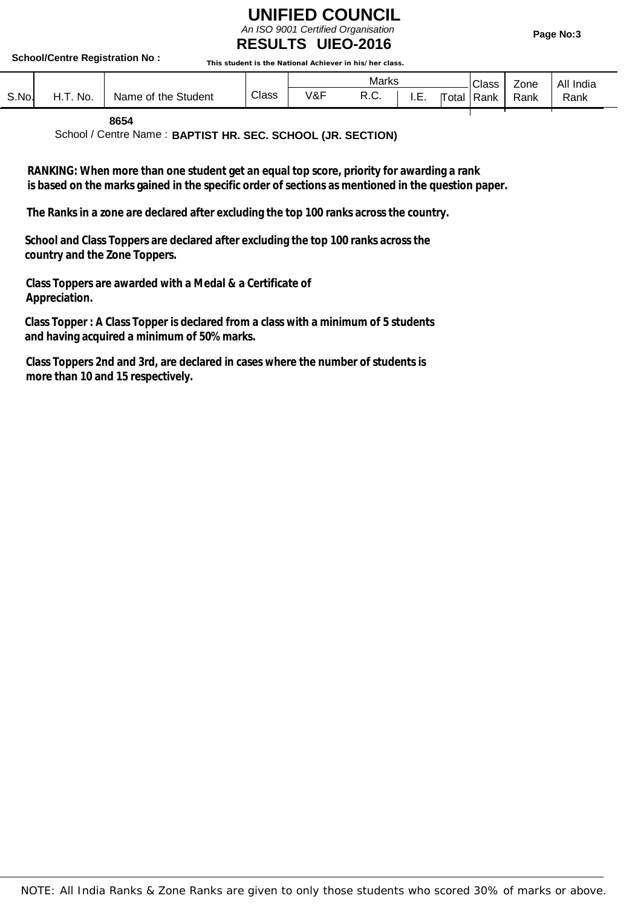# UNIFIED COUNCIL

*An ISO 9001 Certified Organisation*

## RESULTS UIEO-2016

**School/Centre Registration No :** **8654**

**This student is the National Achiever in his/her class.**

| S.No. | H.T. No. | Name of the Student | Class | Marks | | | | Class Rank | Zone Rank | All India Rank |
|---|---|---|---|---|---|---|---|---|---|---|
| | | | | V&F | R.C. | I.E. | Total | | | |

School / Centre Name : **BAPTIST HR. SEC. SCHOOL (JR. SECTION)**

**RANKING: When more than one student get an equal top score, priority for awarding a rank is based on the marks gained in the specific order of sections as mentioned in the question paper.**

**The Ranks in a zone are declared after excluding the top 100 ranks across the country.**

**School and Class Toppers are declared after excluding the top 100 ranks across the country and the Zone Toppers.**

**Class Toppers are awarded with a Medal & a Certificate of Appreciation.**

**Class Topper : A Class Topper is declared from a class with a minimum of 5 students and having acquired a minimum of 50% marks.**

**Class Toppers 2nd and 3rd, are declared in cases where the number of students is more than 10 and 15 respectively.**

NOTE: All India Ranks & Zone Ranks are given to only those students who scored 30% of marks or above.